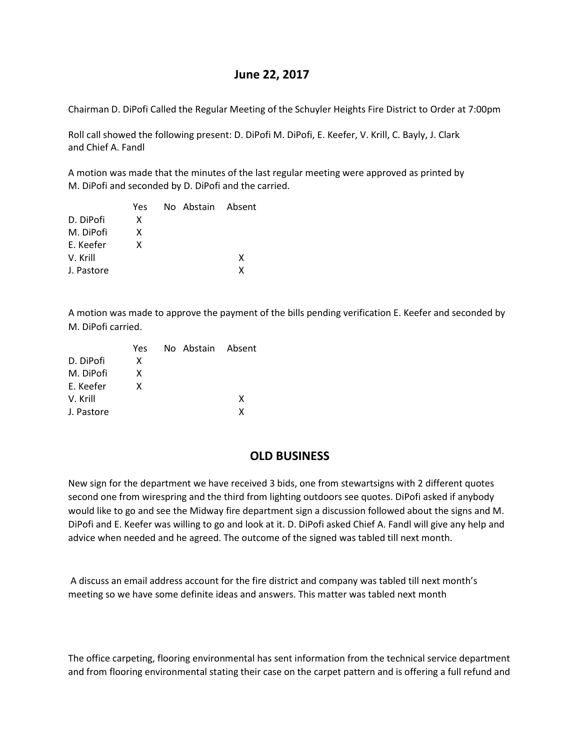## June 22, 2017

Chairman D. DiPofi Called the Regular Meeting of the Schuyler Heights Fire District to Order at 7:00pm

Roll call showed the following present: D. DiPofi M. DiPofi, E. Keefer, V. Krill, C. Bayly, J. Clark and Chief A. Fandl

A motion was made that the minutes of the last regular meeting were approved as printed by M. DiPofi and seconded by D. DiPofi and the carried.

| | Yes | No | Abstain | Absent |
|---|---|---|---|---|
| D. DiPofi | X | | | |
| M. DiPofi | X | | | |
| E. Keefer | X | | | |
| V. Krill | | | | X |
| J. Pastore | | | | X |

A motion was made to approve the payment of the bills pending verification E. Keefer and seconded by M. DiPofi carried.

| | Yes | No | Abstain | Absent |
|---|---|---|---|---|
| D. DiPofi | X | | | |
| M. DiPofi | X | | | |
| E. Keefer | X | | | |
| V. Krill | | | | X |
| J. Pastore | | | | X |

## OLD BUSINESS

New sign for the department we have received 3 bids, one from stewartsigns with 2 different quotes second one from wirespring and the third from lighting outdoors see quotes. DiPofi asked if anybody would like to go and see the Midway fire department sign a discussion followed about the signs and M. DiPofi and E. Keefer was willing to go and look at it. D. DiPofi asked Chief A. Fandl will give any help and advice when needed and he agreed. The outcome of the signed was tabled till next month.

A discuss an email address account for the fire district and company was tabled till next month's meeting so we have some definite ideas and answers. This matter was tabled next month

The office carpeting, flooring environmental has sent information from the technical service department and from flooring environmental stating their case on the carpet pattern and is offering a full refund and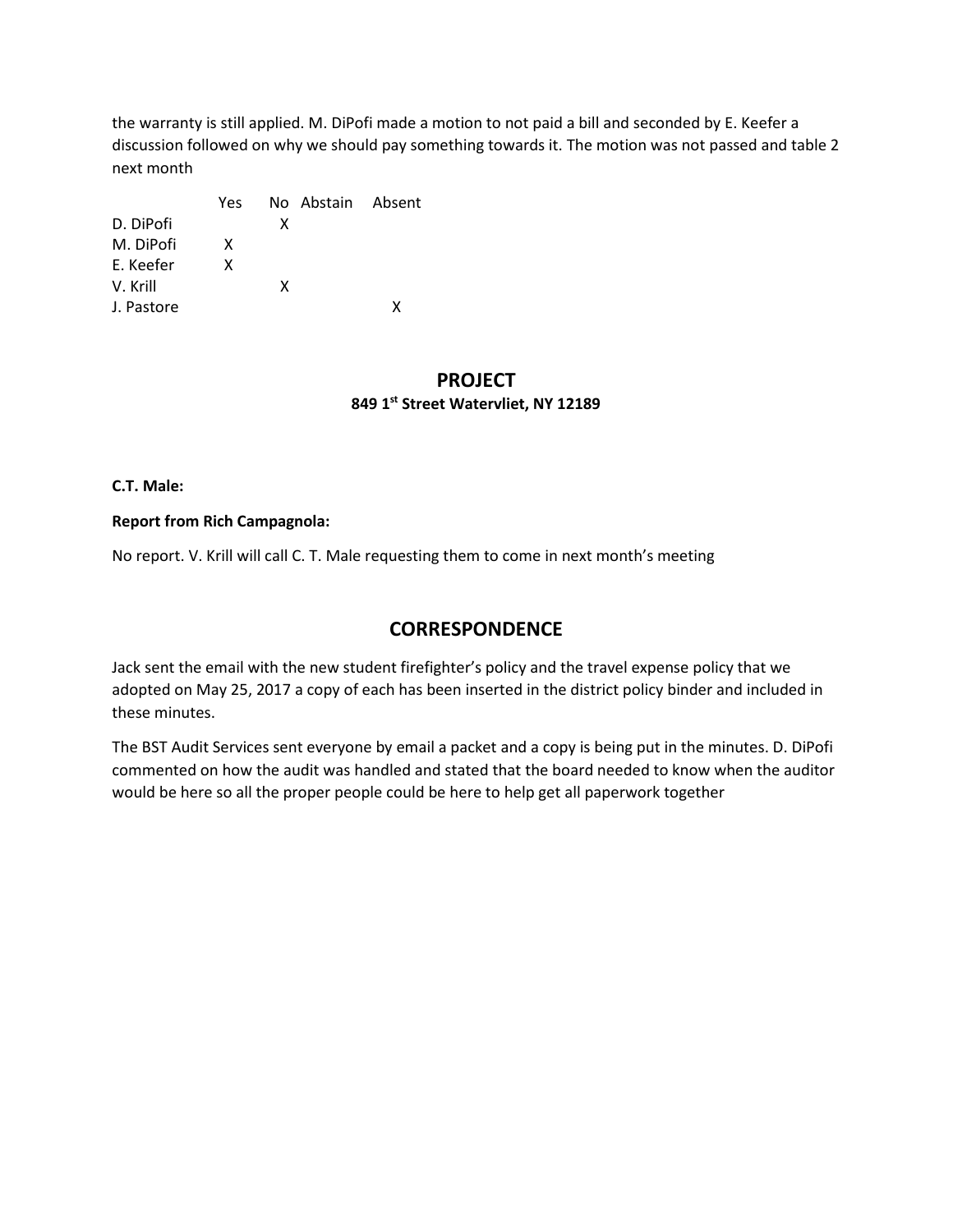the warranty is still applied. M. DiPofi made a motion to not paid a bill and seconded by E. Keefer a discussion followed on why we should pay something towards it. The motion was not passed and table 2 next month

| | Yes | No | Abstain | Absent |
|---|---|---|---|---|
| D. DiPofi | | X | | |
| M. DiPofi | X | | | |
| E. Keefer | X | | | |
| V. Krill | | X | | |
| J. Pastore | | | | X |

## PROJECT

**849 1st Street Watervliet, NY 12189**

**C.T. Male:**

**Report from Rich Campagnola:**

No report. V. Krill will call C. T. Male requesting them to come in next month's meeting

## CORRESPONDENCE

Jack sent the email with the new student firefighter's policy and the travel expense policy that we adopted on May 25, 2017 a copy of each has been inserted in the district policy binder and included in these minutes.

The BST Audit Services sent everyone by email a packet and a copy is being put in the minutes. D. DiPofi commented on how the audit was handled and stated that the board needed to know when the auditor would be here so all the proper people could be here to help get all paperwork together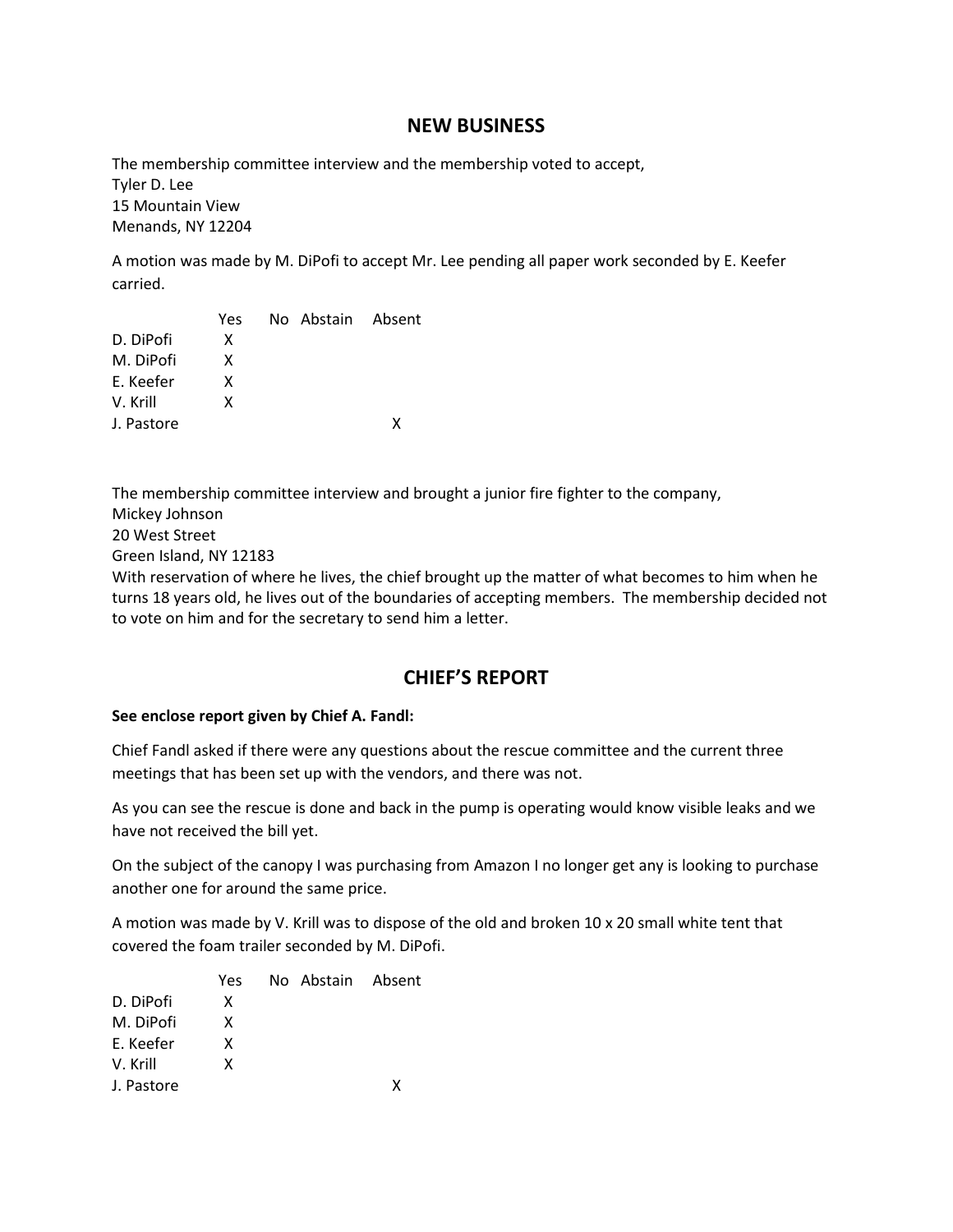## NEW BUSINESS

The membership committee interview and the membership voted to accept,
Tyler D. Lee
15 Mountain View
Menands, NY 12204

A motion was made by M. DiPofi to accept Mr. Lee pending all paper work seconded by E. Keefer carried.

| | Yes | No | Abstain | Absent |
|---|---|---|---|---|
| D. DiPofi | X | | | |
| M. DiPofi | X | | | |
| E. Keefer | X | | | |
| V. Krill | X | | | |
| J. Pastore | | | | X |

The membership committee interview and brought a junior fire fighter to the company,
Mickey Johnson
20 West Street
Green Island, NY 12183
With reservation of where he lives, the chief brought up the matter of what becomes to him when he turns 18 years old, he lives out of the boundaries of accepting members. The membership decided not to vote on him and for the secretary to send him a letter.

## CHIEF'S REPORT

**See enclose report given by Chief A. Fandl:**

Chief Fandl asked if there were any questions about the rescue committee and the current three meetings that has been set up with the vendors, and there was not.

As you can see the rescue is done and back in the pump is operating would know visible leaks and we have not received the bill yet.

On the subject of the canopy I was purchasing from Amazon I no longer get any is looking to purchase another one for around the same price.

A motion was made by V. Krill was to dispose of the old and broken 10 x 20 small white tent that covered the foam trailer seconded by M. DiPofi.

| | Yes | No | Abstain | Absent |
|---|---|---|---|---|
| D. DiPofi | X | | | |
| M. DiPofi | X | | | |
| E. Keefer | X | | | |
| V. Krill | X | | | |
| J. Pastore | | | | X |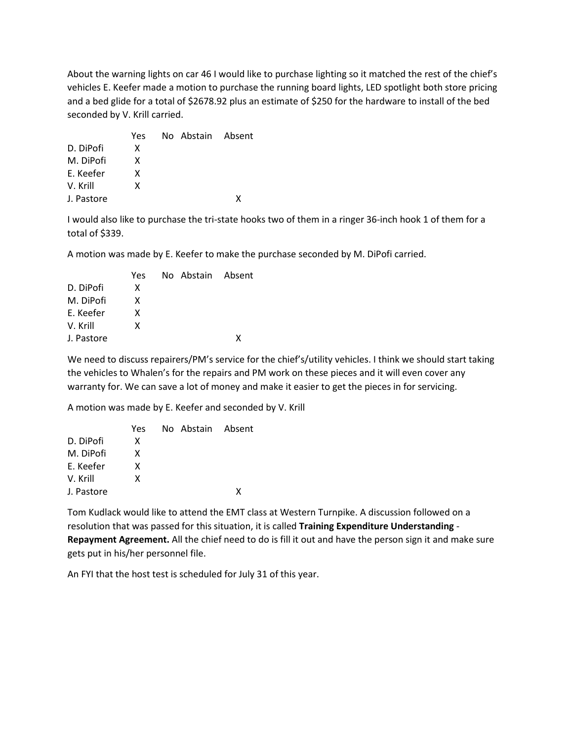About the warning lights on car 46 I would like to purchase lighting so it matched the rest of the chief's vehicles E. Keefer made a motion to purchase the running board lights, LED spotlight both store pricing and a bed glide for a total of $2678.92 plus an estimate of $250 for the hardware to install of the bed seconded by V. Krill carried.

| | Yes | No | Abstain | Absent |
|---|---|---|---|---|
| D. DiPofi | X | | | |
| M. DiPofi | X | | | |
| E. Keefer | X | | | |
| V. Krill | X | | | |
| J. Pastore | | | | X |

I would also like to purchase the tri-state hooks two of them in a ringer 36-inch hook 1 of them for a total of $339.

A motion was made by E. Keefer to make the purchase seconded by M. DiPofi carried.

| | Yes | No | Abstain | Absent |
|---|---|---|---|---|
| D. DiPofi | X | | | |
| M. DiPofi | X | | | |
| E. Keefer | X | | | |
| V. Krill | X | | | |
| J. Pastore | | | | X |

We need to discuss repairers/PM's service for the chief's/utility vehicles. I think we should start taking the vehicles to Whalen's for the repairs and PM work on these pieces and it will even cover any warranty for. We can save a lot of money and make it easier to get the pieces in for servicing.

A motion was made by E. Keefer and seconded by V. Krill

| | Yes | No | Abstain | Absent |
|---|---|---|---|---|
| D. DiPofi | X | | | |
| M. DiPofi | X | | | |
| E. Keefer | X | | | |
| V. Krill | X | | | |
| J. Pastore | | | | X |

Tom Kudlack would like to attend the EMT class at Western Turnpike. A discussion followed on a resolution that was passed for this situation, it is called **Training Expenditure Understanding - Repayment Agreement.** All the chief need to do is fill it out and have the person sign it and make sure gets put in his/her personnel file.

An FYI that the host test is scheduled for July 31 of this year.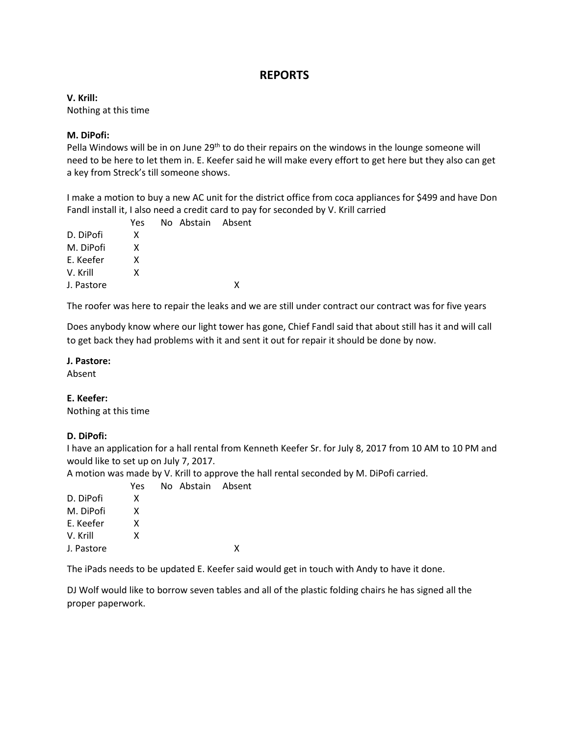# REPORTS

**V. Krill:**
Nothing at this time

**M. DiPofi:**
Pella Windows will be in on June 29th to do their repairs on the windows in the lounge someone will need to be here to let them in. E. Keefer said he will make every effort to get here but they also can get a key from Streck's till someone shows.

I make a motion to buy a new AC unit for the district office from coca appliances for $499 and have Don Fandl install it, I also need a credit card to pay for seconded by V. Krill carried

| | Yes | No | Abstain | Absent |
|---|---|---|---|---|
| D. DiPofi | X | | | |
| M. DiPofi | X | | | |
| E. Keefer | X | | | |
| V. Krill | X | | | |
| J. Pastore | | | | X |

The roofer was here to repair the leaks and we are still under contract our contract was for five years

Does anybody know where our light tower has gone, Chief Fandl said that about still has it and will call to get back they had problems with it and sent it out for repair it should be done by now.

**J. Pastore:**
Absent

**E. Keefer:**
Nothing at this time

**D. DiPofi:**
I have an application for a hall rental from Kenneth Keefer Sr. for July 8, 2017 from 10 AM to 10 PM and would like to set up on July 7, 2017.
A motion was made by V. Krill to approve the hall rental seconded by M. DiPofi carried.

| | Yes | No | Abstain | Absent |
|---|---|---|---|---|
| D. DiPofi | X | | | |
| M. DiPofi | X | | | |
| E. Keefer | X | | | |
| V. Krill | X | | | |
| J. Pastore | | | | X |

The iPads needs to be updated E. Keefer said would get in touch with Andy to have it done.

DJ Wolf would like to borrow seven tables and all of the plastic folding chairs he has signed all the proper paperwork.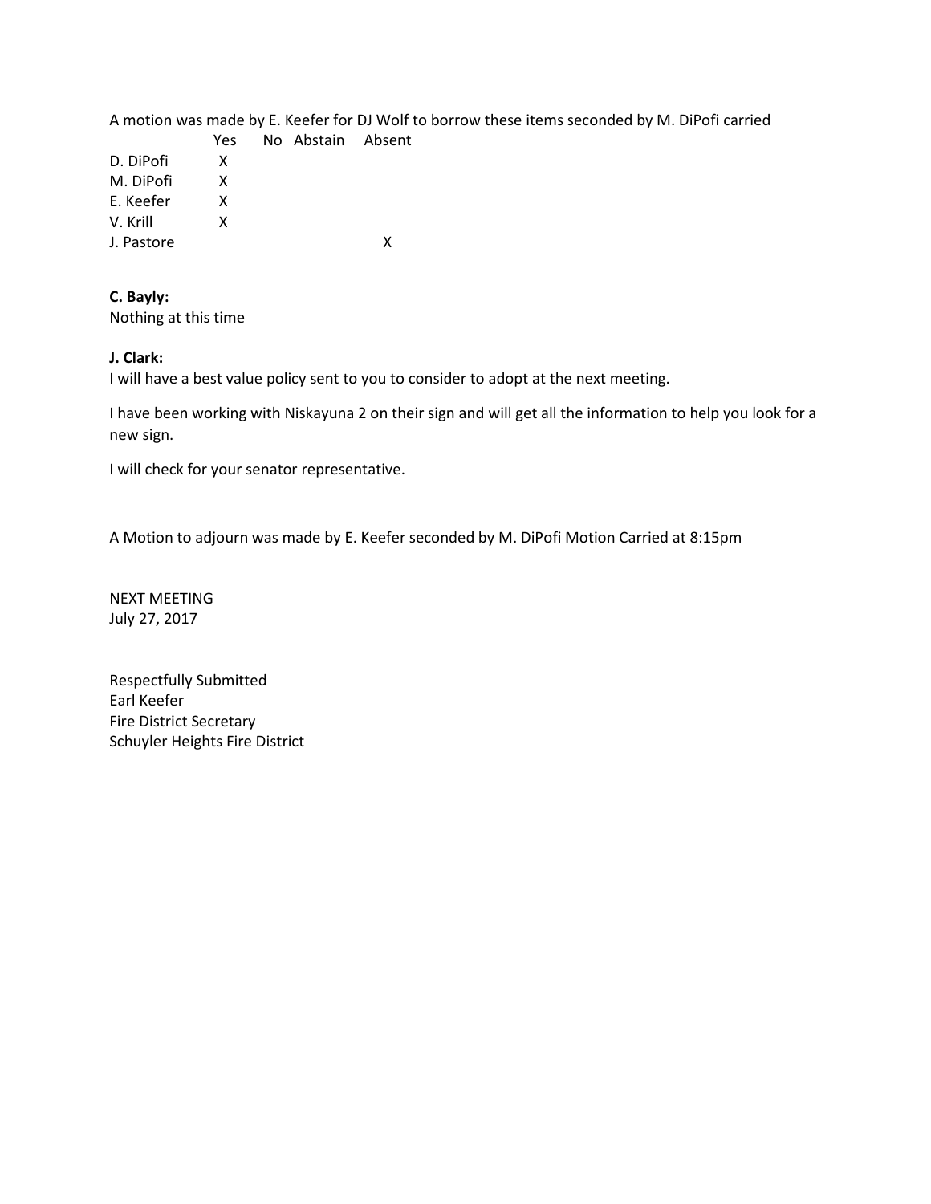A motion was made by E. Keefer for DJ Wolf to borrow these items seconded by M. DiPofi carried

| | Yes | No | Abstain | Absent |
|---|---|---|---|---|
| D. DiPofi | X | | | |
| M. DiPofi | X | | | |
| E. Keefer | X | | | |
| V. Krill | X | | | |
| J. Pastore | | | | X |

**C. Bayly:**
Nothing at this time

**J. Clark:**
I will have a best value policy sent to you to consider to adopt at the next meeting.

I have been working with Niskayuna 2 on their sign and will get all the information to help you look for a new sign.

I will check for your senator representative.

A Motion to adjourn was made by E. Keefer seconded by M. DiPofi Motion Carried at 8:15pm

NEXT MEETING
July 27, 2017

Respectfully Submitted
Earl Keefer
Fire District Secretary
Schuyler Heights Fire District